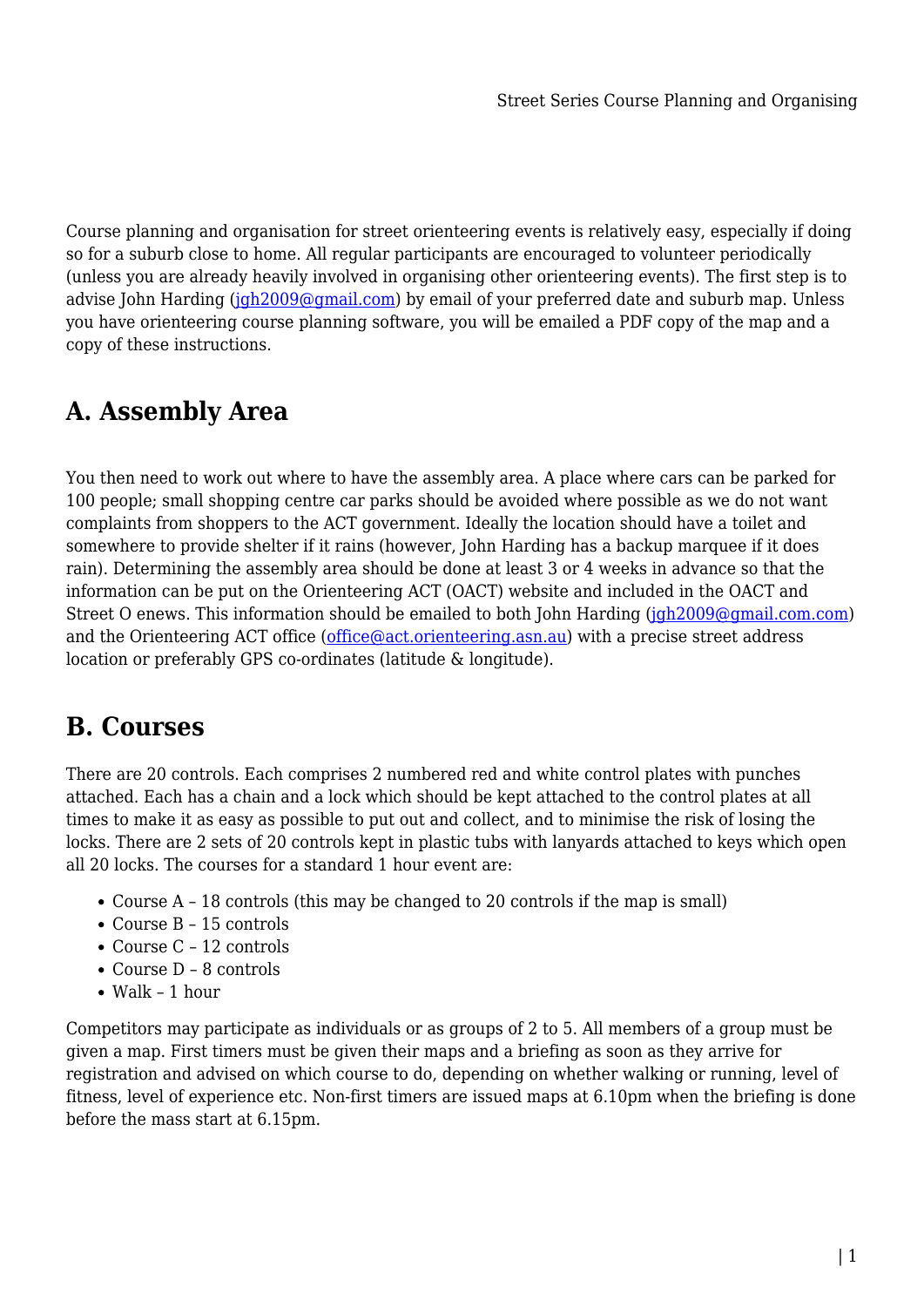Course planning and organisation for street orienteering events is relatively easy, especially if doing so for a suburb close to home. All regular participants are encouraged to volunteer periodically (unless you are already heavily involved in organising other orienteering events). The first step is to advise John Harding (jgh2009@gmail.com) by email of your preferred date and suburb map. Unless you have orienteering course planning software, you will be emailed a PDF copy of the map and a copy of these instructions.

## A. Assembly Area

You then need to work out where to have the assembly area. A place where cars can be parked for 100 people; small shopping centre car parks should be avoided where possible as we do not want complaints from shoppers to the ACT government. Ideally the location should have a toilet and somewhere to provide shelter if it rains (however, John Harding has a backup marquee if it does rain). Determining the assembly area should be done at least 3 or 4 weeks in advance so that the information can be put on the Orienteering ACT (OACT) website and included in the OACT and Street O enews. This information should be emailed to both John Harding (jgh2009@gmail.com.com) and the Orienteering ACT office (office@act.orienteering.asn.au) with a precise street address location or preferably GPS co-ordinates (latitude & longitude).

## B. Courses

There are 20 controls. Each comprises 2 numbered red and white control plates with punches attached. Each has a chain and a lock which should be kept attached to the control plates at all times to make it as easy as possible to put out and collect, and to minimise the risk of losing the locks. There are 2 sets of 20 controls kept in plastic tubs with lanyards attached to keys which open all 20 locks. The courses for a standard 1 hour event are:

- Course A – 18 controls (this may be changed to 20 controls if the map is small)
- Course B – 15 controls
- Course C – 12 controls
- Course D – 8 controls
- Walk – 1 hour

Competitors may participate as individuals or as groups of 2 to 5. All members of a group must be given a map. First timers must be given their maps and a briefing as soon as they arrive for registration and advised on which course to do, depending on whether walking or running, level of fitness, level of experience etc. Non-first timers are issued maps at 6.10pm when the briefing is done before the mass start at 6.15pm.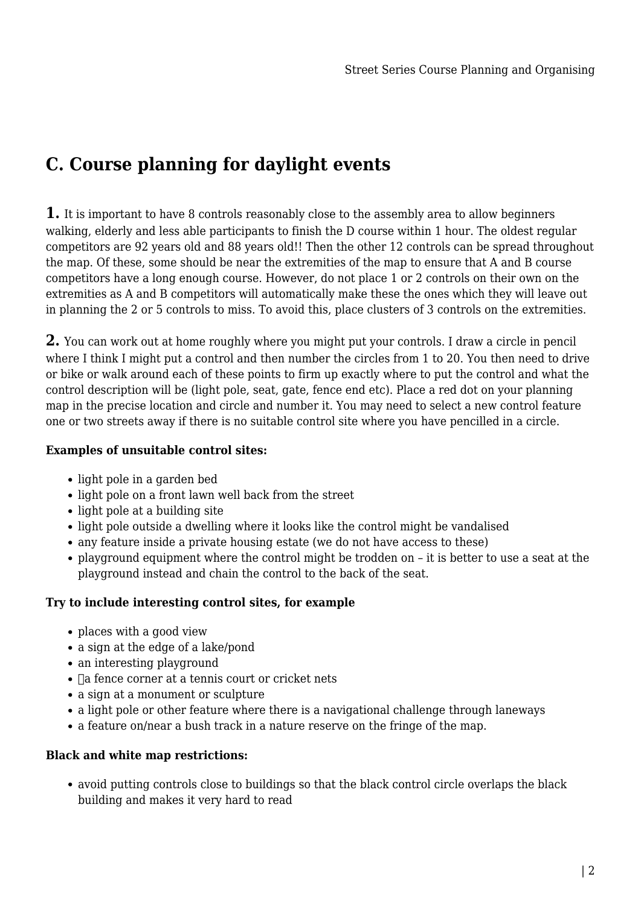## C. Course planning for daylight events

**1.** It is important to have 8 controls reasonably close to the assembly area to allow beginners walking, elderly and less able participants to finish the D course within 1 hour. The oldest regular competitors are 92 years old and 88 years old!! Then the other 12 controls can be spread throughout the map. Of these, some should be near the extremities of the map to ensure that A and B course competitors have a long enough course. However, do not place 1 or 2 controls on their own on the extremities as A and B competitors will automatically make these the ones which they will leave out in planning the 2 or 5 controls to miss. To avoid this, place clusters of 3 controls on the extremities.

**2.** You can work out at home roughly where you might put your controls. I draw a circle in pencil where I think I might put a control and then number the circles from 1 to 20. You then need to drive or bike or walk around each of these points to firm up exactly where to put the control and what the control description will be (light pole, seat, gate, fence end etc). Place a red dot on your planning map in the precise location and circle and number it. You may need to select a new control feature one or two streets away if there is no suitable control site where you have pencilled in a circle.

**Examples of unsuitable control sites:**

- light pole in a garden bed
- light pole on a front lawn well back from the street
- light pole at a building site
- light pole outside a dwelling where it looks like the control might be vandalised
- any feature inside a private housing estate (we do not have access to these)
- playground equipment where the control might be trodden on – it is better to use a seat at the playground instead and chain the control to the back of the seat.

**Try to include interesting control sites, for example**

- places with a good view
- a sign at the edge of a lake/pond
- an interesting playground
- a fence corner at a tennis court or cricket nets
- a sign at a monument or sculpture
- a light pole or other feature where there is a navigational challenge through laneways
- a feature on/near a bush track in a nature reserve on the fringe of the map.

**Black and white map restrictions:**

- avoid putting controls close to buildings so that the black control circle overlaps the black building and makes it very hard to read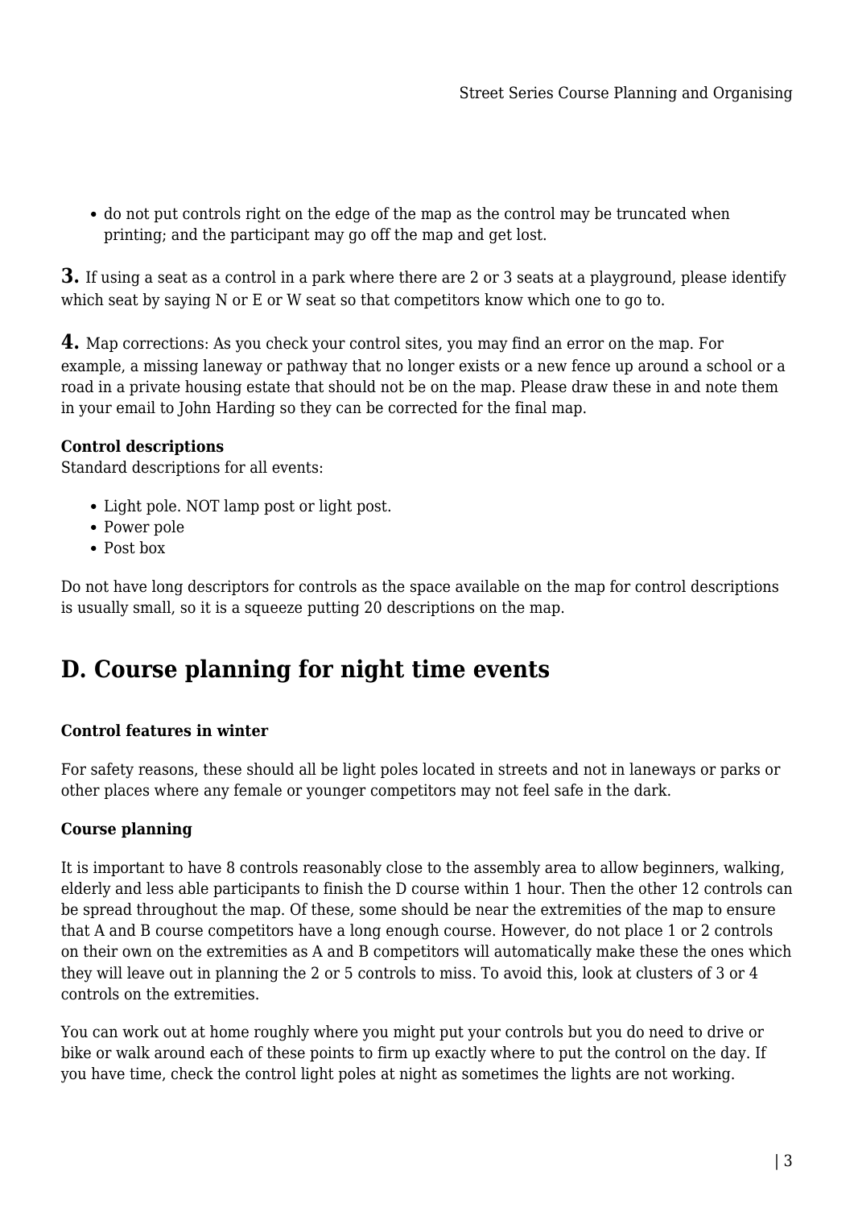- do not put controls right on the edge of the map as the control may be truncated when printing; and the participant may go off the map and get lost.

**3.** If using a seat as a control in a park where there are 2 or 3 seats at a playground, please identify which seat by saying N or E or W seat so that competitors know which one to go to.

**4.** Map corrections: As you check your control sites, you may find an error on the map. For example, a missing laneway or pathway that no longer exists or a new fence up around a school or a road in a private housing estate that should not be on the map. Please draw these in and note them in your email to John Harding so they can be corrected for the final map.

**Control descriptions**
Standard descriptions for all events:

- Light pole. NOT lamp post or light post.
- Power pole
- Post box

Do not have long descriptors for controls as the space available on the map for control descriptions is usually small, so it is a squeeze putting 20 descriptions on the map.

## D. Course planning for night time events

**Control features in winter**

For safety reasons, these should all be light poles located in streets and not in laneways or parks or other places where any female or younger competitors may not feel safe in the dark.

**Course planning**

It is important to have 8 controls reasonably close to the assembly area to allow beginners, walking, elderly and less able participants to finish the D course within 1 hour. Then the other 12 controls can be spread throughout the map. Of these, some should be near the extremities of the map to ensure that A and B course competitors have a long enough course. However, do not place 1 or 2 controls on their own on the extremities as A and B competitors will automatically make these the ones which they will leave out in planning the 2 or 5 controls to miss. To avoid this, look at clusters of 3 or 4 controls on the extremities.

You can work out at home roughly where you might put your controls but you do need to drive or bike or walk around each of these points to firm up exactly where to put the control on the day. If you have time, check the control light poles at night as sometimes the lights are not working.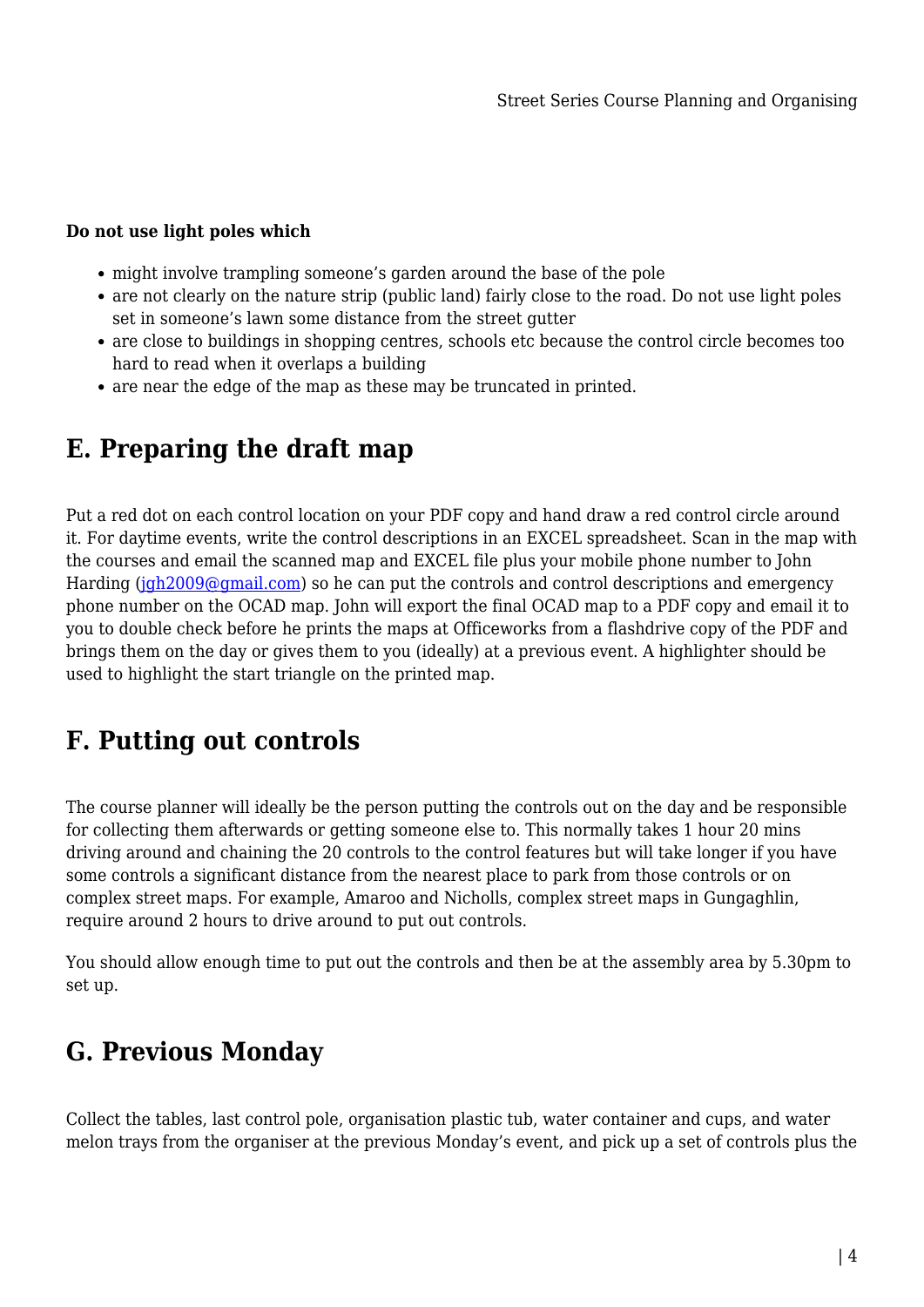**Do not use light poles which**

- might involve trampling someone's garden around the base of the pole
- are not clearly on the nature strip (public land) fairly close to the road. Do not use light poles set in someone's lawn some distance from the street gutter
- are close to buildings in shopping centres, schools etc because the control circle becomes too hard to read when it overlaps a building
- are near the edge of the map as these may be truncated in printed.

## E. Preparing the draft map

Put a red dot on each control location on your PDF copy and hand draw a red control circle around it. For daytime events, write the control descriptions in an EXCEL spreadsheet. Scan in the map with the courses and email the scanned map and EXCEL file plus your mobile phone number to John Harding (jgh2009@gmail.com) so he can put the controls and control descriptions and emergency phone number on the OCAD map. John will export the final OCAD map to a PDF copy and email it to you to double check before he prints the maps at Officeworks from a flashdrive copy of the PDF and brings them on the day or gives them to you (ideally) at a previous event. A highlighter should be used to highlight the start triangle on the printed map.

## F. Putting out controls

The course planner will ideally be the person putting the controls out on the day and be responsible for collecting them afterwards or getting someone else to. This normally takes 1 hour 20 mins driving around and chaining the 20 controls to the control features but will take longer if you have some controls a significant distance from the nearest place to park from those controls or on complex street maps. For example, Amaroo and Nicholls, complex street maps in Gungaghlin, require around 2 hours to drive around to put out controls.

You should allow enough time to put out the controls and then be at the assembly area by 5.30pm to set up.

## G. Previous Monday

Collect the tables, last control pole, organisation plastic tub, water container and cups, and water melon trays from the organiser at the previous Monday's event, and pick up a set of controls plus the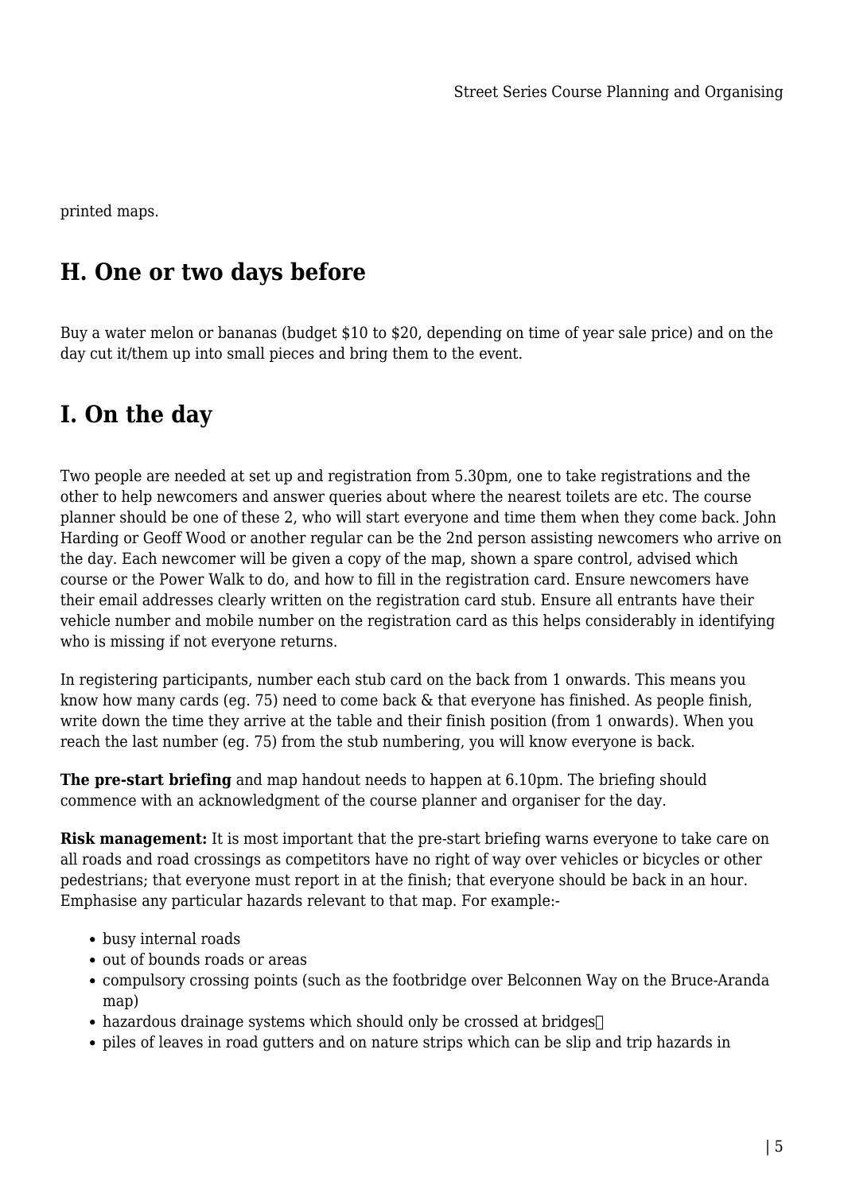printed maps.

## H. One or two days before

Buy a water melon or bananas (budget $10 to $20, depending on time of year sale price) and on the day cut it/them up into small pieces and bring them to the event.

## I. On the day

Two people are needed at set up and registration from 5.30pm, one to take registrations and the other to help newcomers and answer queries about where the nearest toilets are etc. The course planner should be one of these 2, who will start everyone and time them when they come back. John Harding or Geoff Wood or another regular can be the 2nd person assisting newcomers who arrive on the day. Each newcomer will be given a copy of the map, shown a spare control, advised which course or the Power Walk to do, and how to fill in the registration card. Ensure newcomers have their email addresses clearly written on the registration card stub. Ensure all entrants have their vehicle number and mobile number on the registration card as this helps considerably in identifying who is missing if not everyone returns.

In registering participants, number each stub card on the back from 1 onwards. This means you know how many cards (eg. 75) need to come back & that everyone has finished. As people finish, write down the time they arrive at the table and their finish position (from 1 onwards). When you reach the last number (eg. 75) from the stub numbering, you will know everyone is back.

**The pre-start briefing** and map handout needs to happen at 6.10pm. The briefing should commence with an acknowledgment of the course planner and organiser for the day.

**Risk management:** It is most important that the pre-start briefing warns everyone to take care on all roads and road crossings as competitors have no right of way over vehicles or bicycles or other pedestrians; that everyone must report in at the finish; that everyone should be back in an hour. Emphasise any particular hazards relevant to that map. For example:-

- busy internal roads
- out of bounds roads or areas
- compulsory crossing points (such as the footbridge over Belconnen Way on the Bruce-Aranda map)
- hazardous drainage systems which should only be crossed at bridges
- piles of leaves in road gutters and on nature strips which can be slip and trip hazards in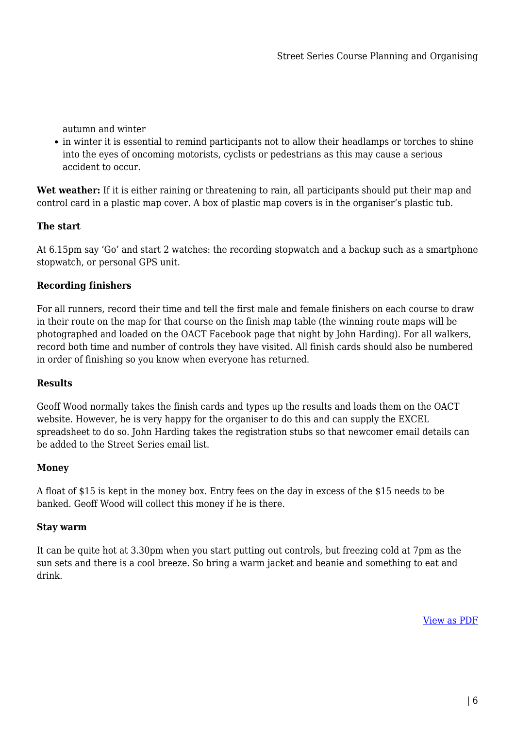autumn and winter
- in winter it is essential to remind participants not to allow their headlamps or torches to shine into the eyes of oncoming motorists, cyclists or pedestrians as this may cause a serious accident to occur.

**Wet weather:** If it is either raining or threatening to rain, all participants should put their map and control card in a plastic map cover. A box of plastic map covers is in the organiser's plastic tub.

**The start**

At 6.15pm say 'Go' and start 2 watches: the recording stopwatch and a backup such as a smartphone stopwatch, or personal GPS unit.

**Recording finishers**

For all runners, record their time and tell the first male and female finishers on each course to draw in their route on the map for that course on the finish map table (the winning route maps will be photographed and loaded on the OACT Facebook page that night by John Harding). For all walkers, record both time and number of controls they have visited. All finish cards should also be numbered in order of finishing so you know when everyone has returned.

**Results**

Geoff Wood normally takes the finish cards and types up the results and loads them on the OACT website. However, he is very happy for the organiser to do this and can supply the EXCEL spreadsheet to do so. John Harding takes the registration stubs so that newcomer email details can be added to the Street Series email list.

**Money**

A float of $15 is kept in the money box. Entry fees on the day in excess of the $15 needs to be banked. Geoff Wood will collect this money if he is there.

**Stay warm**

It can be quite hot at 3.30pm when you start putting out controls, but freezing cold at 7pm as the sun sets and there is a cool breeze. So bring a warm jacket and beanie and something to eat and drink.

View as PDF